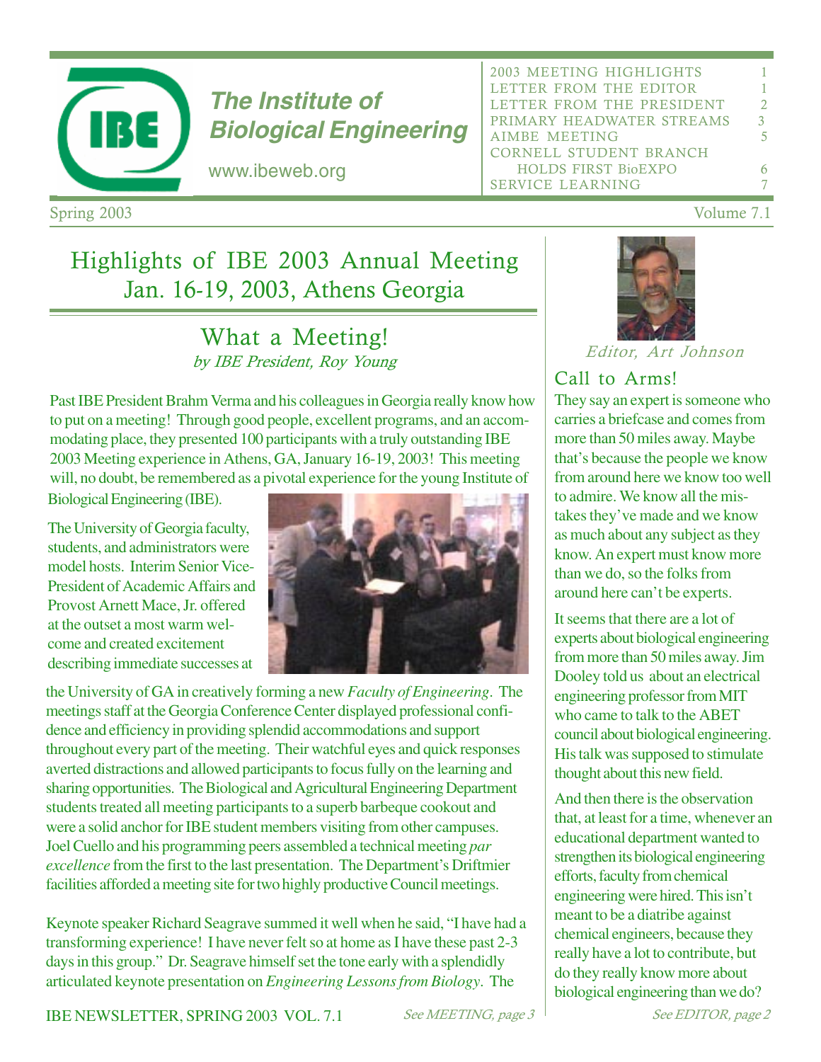# The Institute of Biological Engineering

www.ibeweb.org

| | |
|---|---|
| 2003 MEETING HIGHLIGHTS | 1 |
| LETTER FROM THE EDITOR | 1 |
| LETTER FROM THE PRESIDENT | 2 |
| PRIMARY HEADWATER STREAMS | 3 |
| AIMBE MEETING | 5 |
| CORNELL STUDENT BRANCH HOLDS FIRST BioEXPO | 6 |
| SERVICE LEARNING | 7 |

Spring 2003 — Volume 7.1

## Highlights of IBE 2003 Annual Meeting Jan. 16-19, 2003, Athens Georgia

### What a Meeting!

*by IBE President, Roy Young*

Past IBE President Brahm Verma and his colleagues in Georgia really know how to put on a meeting! Through good people, excellent programs, and an accommodating place, they presented 100 participants with a truly outstanding IBE 2003 Meeting experience in Athens, GA, January 16-19, 2003! This meeting will, no doubt, be remembered as a pivotal experience for the young Institute of Biological Engineering (IBE).

The University of Georgia faculty, students, and administrators were model hosts. Interim Senior Vice-President of Academic Affairs and Provost Arnett Mace, Jr. offered at the outset a most warm welcome and created excitement describing immediate successes at the University of GA in creatively forming a new *Faculty of Engineering*. The meetings staff at the Georgia Conference Center displayed professional confidence and efficiency in providing splendid accommodations and support throughout every part of the meeting. Their watchful eyes and quick responses averted distractions and allowed participants to focus fully on the learning and sharing opportunities. The Biological and Agricultural Engineering Department students treated all meeting participants to a superb barbeque cookout and were a solid anchor for IBE student members visiting from other campuses. Joel Cuello and his programming peers assembled a technical meeting *par excellence* from the first to the last presentation. The Department's Driftmier facilities afforded a meeting site for two highly productive Council meetings.

Keynote speaker Richard Seagrave summed it well when he said, "I have had a transforming experience! I have never felt so at home as I have these past 2-3 days in this group." Dr. Seagrave himself set the tone early with a splendidly articulated keynote presentation on *Engineering Lessons from Biology*. The

*See MEETING, page 3*

*Editor, Art Johnson*

### Call to Arms!

They say an expert is someone who carries a briefcase and comes from more than 50 miles away. Maybe that's because the people we know from around here we know too well to admire. We know all the mistakes they've made and we know as much about any subject as they know. An expert must know more than we do, so the folks from around here can't be experts.

It seems that there are a lot of experts about biological engineering from more than 50 miles away. Jim Dooley told us about an electrical engineering professor from MIT who came to talk to the ABET council about biological engineering. His talk was supposed to stimulate thought about this new field.

And then there is the observation that, at least for a time, whenever an educational department wanted to strengthen its biological engineering efforts, faculty from chemical engineering were hired. This isn't meant to be a diatribe against chemical engineers, because they really have a lot to contribute, but do they really know more about biological engineering than we do?

*See EDITOR, page 2*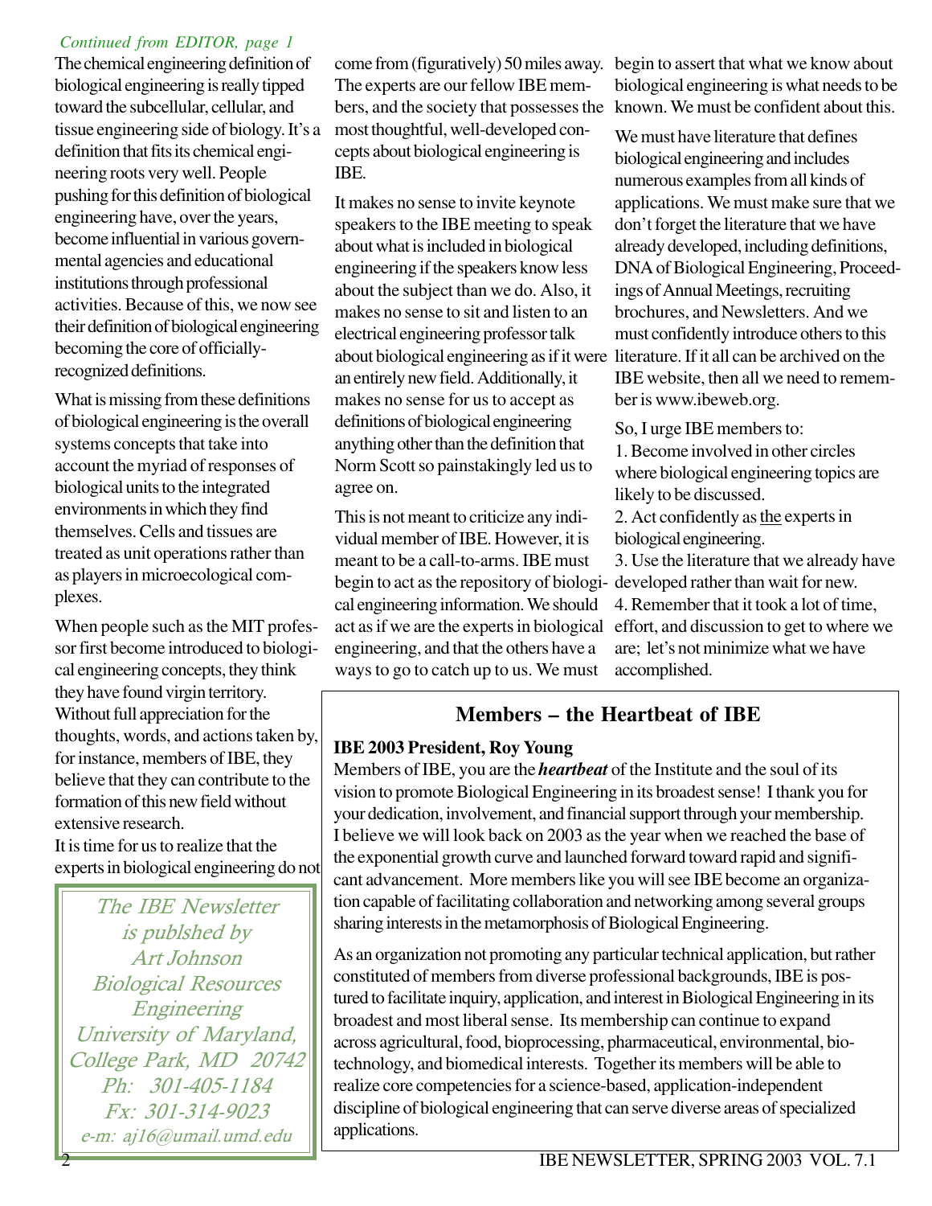*Continued from EDITOR, page 1*

The chemical engineering definition of biological engineering is really tipped toward the subcellular, cellular, and tissue engineering side of biology. It's a definition that fits its chemical engineering roots very well. People pushing for this definition of biological engineering have, over the years, become influential in various governmental agencies and educational institutions through professional activities. Because of this, we now see their definition of biological engineering becoming the core of officially-recognized definitions.

What is missing from these definitions of biological engineering is the overall systems concepts that take into account the myriad of responses of biological units to the integrated environments in which they find themselves. Cells and tissues are treated as unit operations rather than as players in microecological complexes.

When people such as the MIT professor first become introduced to biological engineering concepts, they think they have found virgin territory. Without full appreciation for the thoughts, words, and actions taken by, for instance, members of IBE, they believe that they can contribute to the formation of this new field without extensive research.

It is time for us to realize that the experts in biological engineering do not come from (figuratively) 50 miles away. The experts are our fellow IBE members, and the society that possesses the most thoughtful, well-developed concepts about biological engineering is IBE.

It makes no sense to invite keynote speakers to the IBE meeting to speak about what is included in biological engineering if the speakers know less about the subject than we do. Also, it makes no sense to sit and listen to an electrical engineering professor talk about biological engineering as if it were an entirely new field. Additionally, it makes no sense for us to accept as definitions of biological engineering anything other than the definition that Norm Scott so painstakingly led us to agree on.

This is not meant to criticize any individual member of IBE. However, it is meant to be a call-to-arms. IBE must begin to act as the repository of biological engineering information. We should act as if we are the experts in biological engineering, and that the others have a ways to go to catch up to us. We must begin to assert that what we know about biological engineering is what needs to be known. We must be confident about this.

We must have literature that defines biological engineering and includes numerous examples from all kinds of applications. We must make sure that we don't forget the literature that we have already developed, including definitions, DNA of Biological Engineering, Proceedings of Annual Meetings, recruiting brochures, and Newsletters. And we must confidently introduce others to this literature. If it all can be archived on the IBE website, then all we need to remember is www.ibeweb.org.

So, I urge IBE members to:

1. Become involved in other circles where biological engineering topics are likely to be discussed.
2. Act confidently as the experts in biological engineering.
3. Use the literature that we already have developed rather than wait for new.
4. Remember that it took a lot of time, effort, and discussion to get to where we are; let's not minimize what we have accomplished.

*The IBE Newsletter is publshed by Art Johnson Biological Resources Engineering University of Maryland, College Park, MD 20742 Ph: 301-405-1184 Fx: 301-314-9023 e-m: aj16@umail.umd.edu*

## Members – the Heartbeat of IBE

**IBE 2003 President, Roy Young**

Members of IBE, you are the ***heartbeat*** of the Institute and the soul of its vision to promote Biological Engineering in its broadest sense! I thank you for your dedication, involvement, and financial support through your membership. I believe we will look back on 2003 as the year when we reached the base of the exponential growth curve and launched forward toward rapid and significant advancement. More members like you will see IBE become an organization capable of facilitating collaboration and networking among several groups sharing interests in the metamorphosis of Biological Engineering.

As an organization not promoting any particular technical application, but rather constituted of members from diverse professional backgrounds, IBE is postured to facilitate inquiry, application, and interest in Biological Engineering in its broadest and most liberal sense. Its membership can continue to expand across agricultural, food, bioprocessing, pharmaceutical, environmental, biotechnology, and biomedical interests. Together its members will be able to realize core competencies for a science-based, application-independent discipline of biological engineering that can serve diverse areas of specialized applications.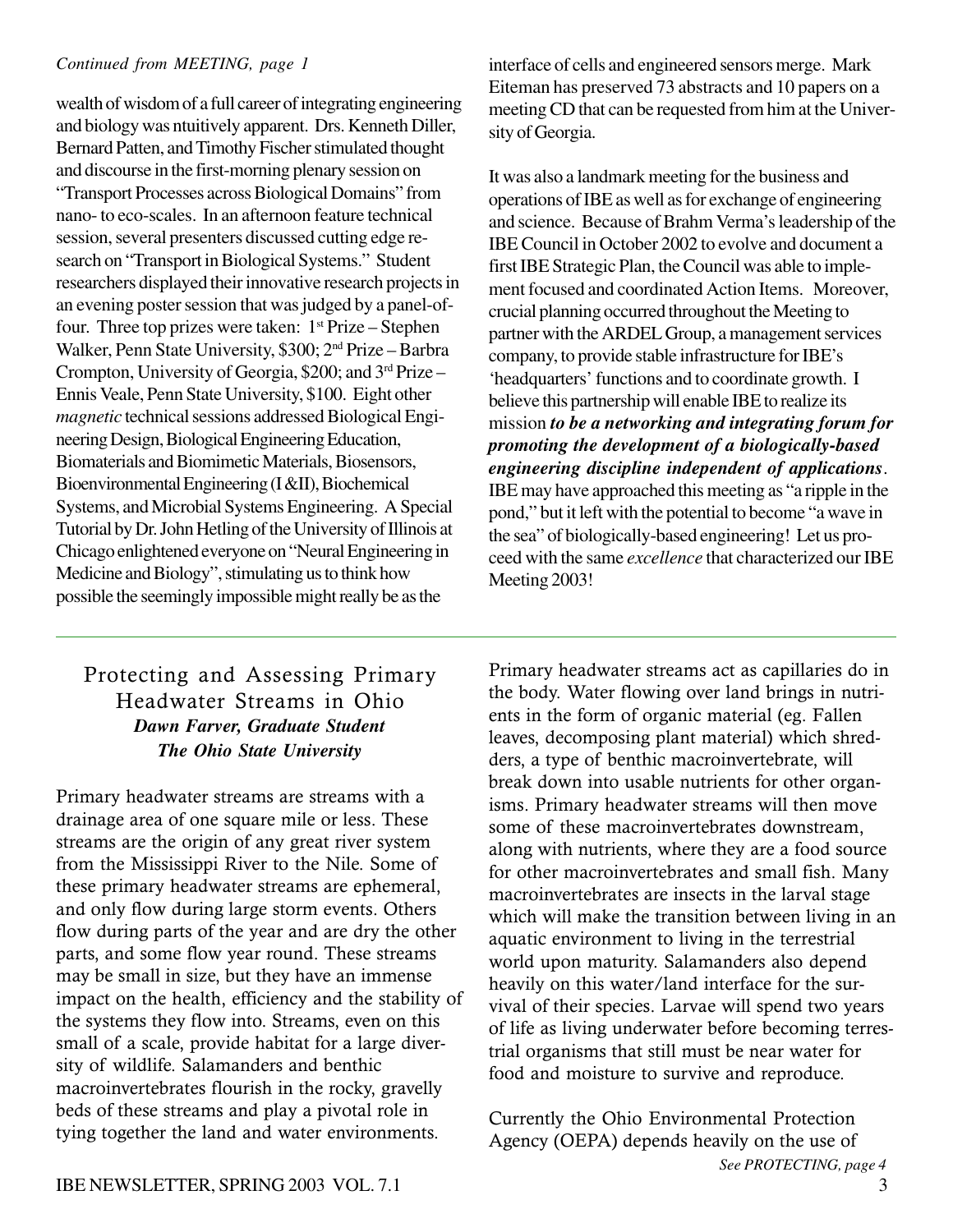*Continued from MEETING, page 1*

wealth of wisdom of a full career of integrating engineering and biology was ntuitively apparent. Drs. Kenneth Diller, Bernard Patten, and Timothy Fischer stimulated thought and discourse in the first-morning plenary session on "Transport Processes across Biological Domains" from nano- to eco-scales. In an afternoon feature technical session, several presenters discussed cutting edge research on "Transport in Biological Systems." Student researchers displayed their innovative research projects in an evening poster session that was judged by a panel-of-four. Three top prizes were taken: 1st Prize – Stephen Walker, Penn State University, $300; 2nd Prize – Barbra Crompton, University of Georgia, $200; and 3rd Prize – Ennis Veale, Penn State University, $100. Eight other *magnetic* technical sessions addressed Biological Engineering Design, Biological Engineering Education, Biomaterials and Biomimetic Materials, Biosensors, Bioenvironmental Engineering (I &II), Biochemical Systems, and Microbial Systems Engineering. A Special Tutorial by Dr. John Hetling of the University of Illinois at Chicago enlightened everyone on "Neural Engineering in Medicine and Biology", stimulating us to think how possible the seemingly impossible might really be as the interface of cells and engineered sensors merge. Mark Eiteman has preserved 73 abstracts and 10 papers on a meeting CD that can be requested from him at the University of Georgia.

It was also a landmark meeting for the business and operations of IBE as well as for exchange of engineering and science. Because of Brahm Verma's leadership of the IBE Council in October 2002 to evolve and document a first IBE Strategic Plan, the Council was able to implement focused and coordinated Action Items. Moreover, crucial planning occurred throughout the Meeting to partner with the ARDEL Group, a management services company, to provide stable infrastructure for IBE's 'headquarters' functions and to coordinate growth. I believe this partnership will enable IBE to realize its mission ***to be a networking and integrating forum for promoting the development of a biologically-based engineering discipline independent of applications***. IBE may have approached this meeting as "a ripple in the pond," but it left with the potential to become "a wave in the sea" of biologically-based engineering! Let us proceed with the same *excellence* that characterized our IBE Meeting 2003!

## Protecting and Assessing Primary Headwater Streams in Ohio

***Dawn Farver, Graduate Student***
***The Ohio State University***

Primary headwater streams are streams with a drainage area of one square mile or less. These streams are the origin of any great river system from the Mississippi River to the Nile. Some of these primary headwater streams are ephemeral, and only flow during large storm events. Others flow during parts of the year and are dry the other parts, and some flow year round. These streams may be small in size, but they have an immense impact on the health, efficiency and the stability of the systems they flow into. Streams, even on this small of a scale, provide habitat for a large diversity of wildlife. Salamanders and benthic macroinvertebrates flourish in the rocky, gravelly beds of these streams and play a pivotal role in tying together the land and water environments.

Primary headwater streams act as capillaries do in the body. Water flowing over land brings in nutrients in the form of organic material (eg. Fallen leaves, decomposing plant material) which shredders, a type of benthic macroinvertebrate, will break down into usable nutrients for other organisms. Primary headwater streams will then move some of these macroinvertebrates downstream, along with nutrients, where they are a food source for other macroinvertebrates and small fish. Many macroinvertebrates are insects in the larval stage which will make the transition between living in an aquatic environment to living in the terrestrial world upon maturity. Salamanders also depend heavily on this water/land interface for the survival of their species. Larvae will spend two years of life as living underwater before becoming terrestrial organisms that still must be near water for food and moisture to survive and reproduce.

Currently the Ohio Environmental Protection Agency (OEPA) depends heavily on the use of

*See PROTECTING, page 4*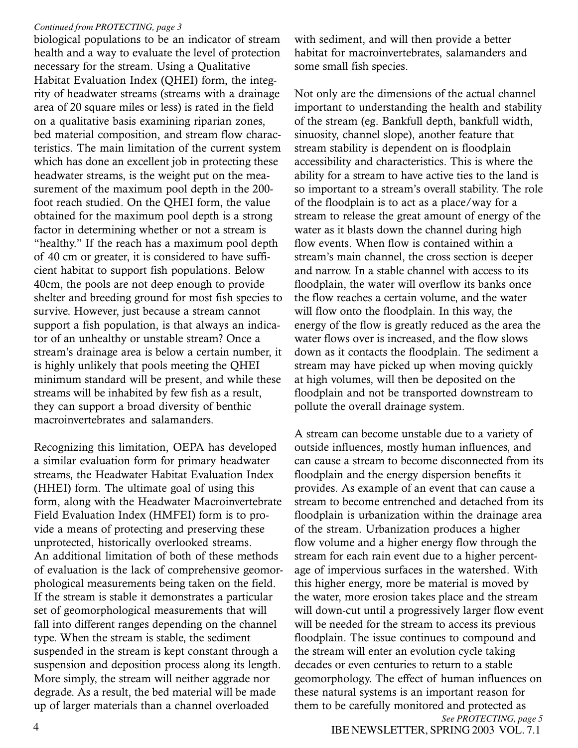*Continued from PROTECTING, page 3*

biological populations to be an indicator of stream health and a way to evaluate the level of protection necessary for the stream. Using a Qualitative Habitat Evaluation Index (QHEI) form, the integrity of headwater streams (streams with a drainage area of 20 square miles or less) is rated in the field on a qualitative basis examining riparian zones, bed material composition, and stream flow characteristics. The main limitation of the current system which has done an excellent job in protecting these headwater streams, is the weight put on the measurement of the maximum pool depth in the 200-foot reach studied. On the QHEI form, the value obtained for the maximum pool depth is a strong factor in determining whether or not a stream is "healthy." If the reach has a maximum pool depth of 40 cm or greater, it is considered to have sufficient habitat to support fish populations. Below 40cm, the pools are not deep enough to provide shelter and breeding ground for most fish species to survive. However, just because a stream cannot support a fish population, is that always an indicator of an unhealthy or unstable stream? Once a stream's drainage area is below a certain number, it is highly unlikely that pools meeting the QHEI minimum standard will be present, and while these streams will be inhabited by few fish as a result, they can support a broad diversity of benthic macroinvertebrates and salamanders.

Recognizing this limitation, OEPA has developed a similar evaluation form for primary headwater streams, the Headwater Habitat Evaluation Index (HHEI) form. The ultimate goal of using this form, along with the Headwater Macroinvertebrate Field Evaluation Index (HMFEI) form is to provide a means of protecting and preserving these unprotected, historically overlooked streams. An additional limitation of both of these methods of evaluation is the lack of comprehensive geomorphological measurements being taken on the field. If the stream is stable it demonstrates a particular set of geomorphological measurements that will fall into different ranges depending on the channel type. When the stream is stable, the sediment suspended in the stream is kept constant through a suspension and deposition process along its length. More simply, the stream will neither aggrade nor degrade. As a result, the bed material will be made up of larger materials than a channel overloaded with sediment, and will then provide a better habitat for macroinvertebrates, salamanders and some small fish species.

Not only are the dimensions of the actual channel important to understanding the health and stability of the stream (eg. Bankfull depth, bankfull width, sinuosity, channel slope), another feature that stream stability is dependent on is floodplain accessibility and characteristics. This is where the ability for a stream to have active ties to the land is so important to a stream's overall stability. The role of the floodplain is to act as a place/way for a stream to release the great amount of energy of the water as it blasts down the channel during high flow events. When flow is contained within a stream's main channel, the cross section is deeper and narrow. In a stable channel with access to its floodplain, the water will overflow its banks once the flow reaches a certain volume, and the water will flow onto the floodplain. In this way, the energy of the flow is greatly reduced as the area the water flows over is increased, and the flow slows down as it contacts the floodplain. The sediment a stream may have picked up when moving quickly at high volumes, will then be deposited on the floodplain and not be transported downstream to pollute the overall drainage system.

A stream can become unstable due to a variety of outside influences, mostly human influences, and can cause a stream to become disconnected from its floodplain and the energy dispersion benefits it provides. As example of an event that can cause a stream to become entrenched and detached from its floodplain is urbanization within the drainage area of the stream. Urbanization produces a higher flow volume and a higher energy flow through the stream for each rain event due to a higher percentage of impervious surfaces in the watershed. With this higher energy, more be material is moved by the water, more erosion takes place and the stream will down-cut until a progressively larger flow event will be needed for the stream to access its previous floodplain. The issue continues to compound and the stream will enter an evolution cycle taking decades or even centuries to return to a stable geomorphology. The effect of human influences on these natural systems is an important reason for them to be carefully monitored and protected as

*See PROTECTING, page 5*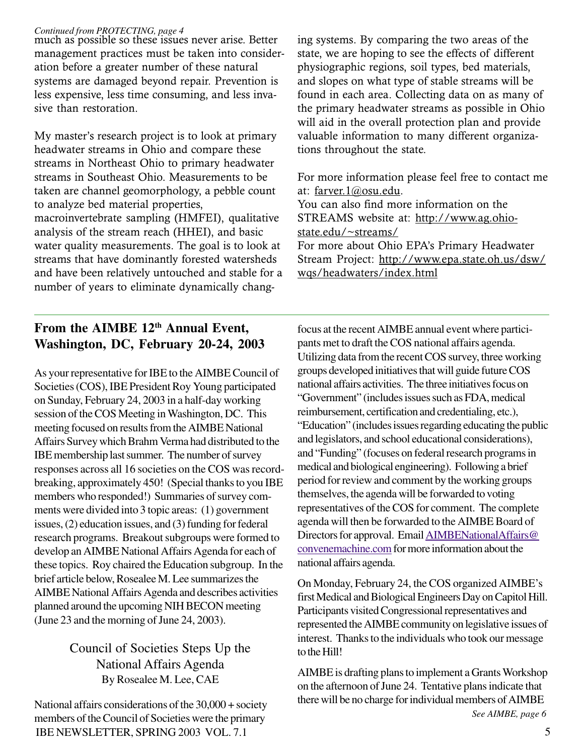*Continued from PROTECTING, page 4*

much as possible so these issues never arise. Better management practices must be taken into consideration before a greater number of these natural systems are damaged beyond repair. Prevention is less expensive, less time consuming, and less invasive than restoration.

My master's research project is to look at primary headwater streams in Ohio and compare these streams in Northeast Ohio to primary headwater streams in Southeast Ohio. Measurements to be taken are channel geomorphology, a pebble count to analyze bed material properties, macroinvertebrate sampling (HMFEI), qualitative analysis of the stream reach (HHEI), and basic water quality measurements. The goal is to look at streams that have dominantly forested watersheds and have been relatively untouched and stable for a number of years to eliminate dynamically changing systems. By comparing the two areas of the state, we are hoping to see the effects of different physiographic regions, soil types, bed materials, and slopes on what type of stable streams will be found in each area. Collecting data on as many of the primary headwater streams as possible in Ohio will aid in the overall protection plan and provide valuable information to many different organizations throughout the state.

For more information please feel free to contact me at: farver.1@osu.edu.
You can also find more information on the STREAMS website at: http://www.ag.ohio-state.edu/~streams/
For more about Ohio EPA's Primary Headwater Stream Project: http://www.epa.state.oh.us/dsw/wqs/headwaters/index.html

---

## From the AIMBE 12th Annual Event, Washington, DC, February 20-24, 2003

As your representative for IBE to the AIMBE Council of Societies (COS), IBE President Roy Young participated on Sunday, February 24, 2003 in a half-day working session of the COS Meeting in Washington, DC. This meeting focused on results from the AIMBE National Affairs Survey which Brahm Verma had distributed to the IBE membership last summer. The number of survey responses across all 16 societies on the COS was record-breaking, approximately 450! (Special thanks to you IBE members who responded!) Summaries of survey comments were divided into 3 topic areas: (1) government issues, (2) education issues, and (3) funding for federal research programs. Breakout subgroups were formed to develop an AIMBE National Affairs Agenda for each of these topics. Roy chaired the Education subgroup. In the brief article below, Rosealee M. Lee summarizes the AIMBE National Affairs Agenda and describes activities planned around the upcoming NIH BECON meeting (June 23 and the morning of June 24, 2003).

### Council of Societies Steps Up the National Affairs Agenda

By Rosealee M. Lee, CAE

National affairs considerations of the 30,000 + society members of the Council of Societies were the primary focus at the recent AIMBE annual event where participants met to draft the COS national affairs agenda. Utilizing data from the recent COS survey, three working groups developed initiatives that will guide future COS national affairs activities. The three initiatives focus on "Government" (includes issues such as FDA, medical reimbursement, certification and credentialing, etc.), "Education" (includes issues regarding educating the public and legislators, and school educational considerations), and "Funding" (focuses on federal research programs in medical and biological engineering). Following a brief period for review and comment by the working groups themselves, the agenda will be forwarded to voting representatives of the COS for comment. The complete agenda will then be forwarded to the AIMBE Board of Directors for approval. Email AIMBENationalAffairs@convenemachine.com for more information about the national affairs agenda.

On Monday, February 24, the COS organized AIMBE's first Medical and Biological Engineers Day on Capitol Hill. Participants visited Congressional representatives and represented the AIMBE community on legislative issues of interest. Thanks to the individuals who took our message to the Hill!

AIMBE is drafting plans to implement a Grants Workshop on the afternoon of June 24. Tentative plans indicate that there will be no charge for individual members of AIMBE

*See AIMBE, page 6*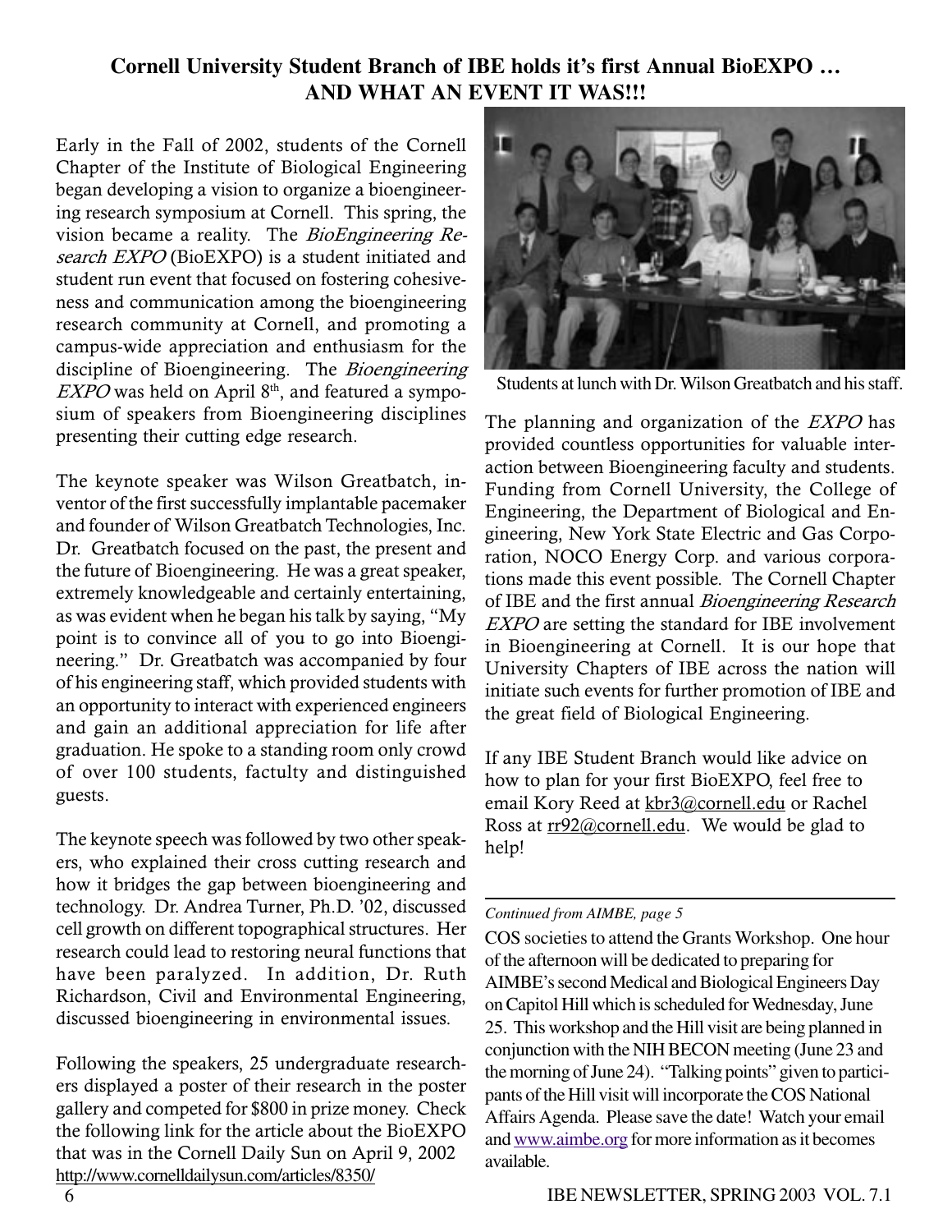## Cornell University Student Branch of IBE holds it's first Annual BioEXPO … AND WHAT AN EVENT IT WAS!!!

Early in the Fall of 2002, students of the Cornell Chapter of the Institute of Biological Engineering began developing a vision to organize a bioengineering research symposium at Cornell. This spring, the vision became a reality. The *BioEngineering Research EXPO* (BioEXPO) is a student initiated and student run event that focused on fostering cohesiveness and communication among the bioengineering research community at Cornell, and promoting a campus-wide appreciation and enthusiasm for the discipline of Bioengineering. The *Bioengineering EXPO* was held on April 8th, and featured a symposium of speakers from Bioengineering disciplines presenting their cutting edge research.

The keynote speaker was Wilson Greatbatch, inventor of the first successfully implantable pacemaker and founder of Wilson Greatbatch Technologies, Inc. Dr. Greatbatch focused on the past, the present and the future of Bioengineering. He was a great speaker, extremely knowledgeable and certainly entertaining, as was evident when he began his talk by saying, "My point is to convince all of you to go into Bioengineering." Dr. Greatbatch was accompanied by four of his engineering staff, which provided students with an opportunity to interact with experienced engineers and gain an additional appreciation for life after graduation. He spoke to a standing room only crowd of over 100 students, factulty and distinguished guests.

The keynote speech was followed by two other speakers, who explained their cross cutting research and how it bridges the gap between bioengineering and technology. Dr. Andrea Turner, Ph.D. '02, discussed cell growth on different topographical structures. Her research could lead to restoring neural functions that have been paralyzed. In addition, Dr. Ruth Richardson, Civil and Environmental Engineering, discussed bioengineering in environmental issues.

Following the speakers, 25 undergraduate researchers displayed a poster of their research in the poster gallery and competed for $800 in prize money. Check the following link for the article about the BioEXPO that was in the Cornell Daily Sun on April 9, 2002 http://www.cornelldailysun.com/articles/8350/

Students at lunch with Dr. Wilson Greatbatch and his staff.

The planning and organization of the *EXPO* has provided countless opportunities for valuable interaction between Bioengineering faculty and students. Funding from Cornell University, the College of Engineering, the Department of Biological and Engineering, New York State Electric and Gas Corporation, NOCO Energy Corp. and various corporations made this event possible. The Cornell Chapter of IBE and the first annual *Bioengineering Research EXPO* are setting the standard for IBE involvement in Bioengineering at Cornell. It is our hope that University Chapters of IBE across the nation will initiate such events for further promotion of IBE and the great field of Biological Engineering.

If any IBE Student Branch would like advice on how to plan for your first BioEXPO, feel free to email Kory Reed at kbr3@cornell.edu or Rachel Ross at rr92@cornell.edu. We would be glad to help!

---

*Continued from AIMBE, page 5*

COS societies to attend the Grants Workshop. One hour of the afternoon will be dedicated to preparing for AIMBE's second Medical and Biological Engineers Day on Capitol Hill which is scheduled for Wednesday, June 25. This workshop and the Hill visit are being planned in conjunction with the NIH BECON meeting (June 23 and the morning of June 24). "Talking points" given to participants of the Hill visit will incorporate the COS National Affairs Agenda. Please save the date! Watch your email and www.aimbe.org for more information as it becomes available.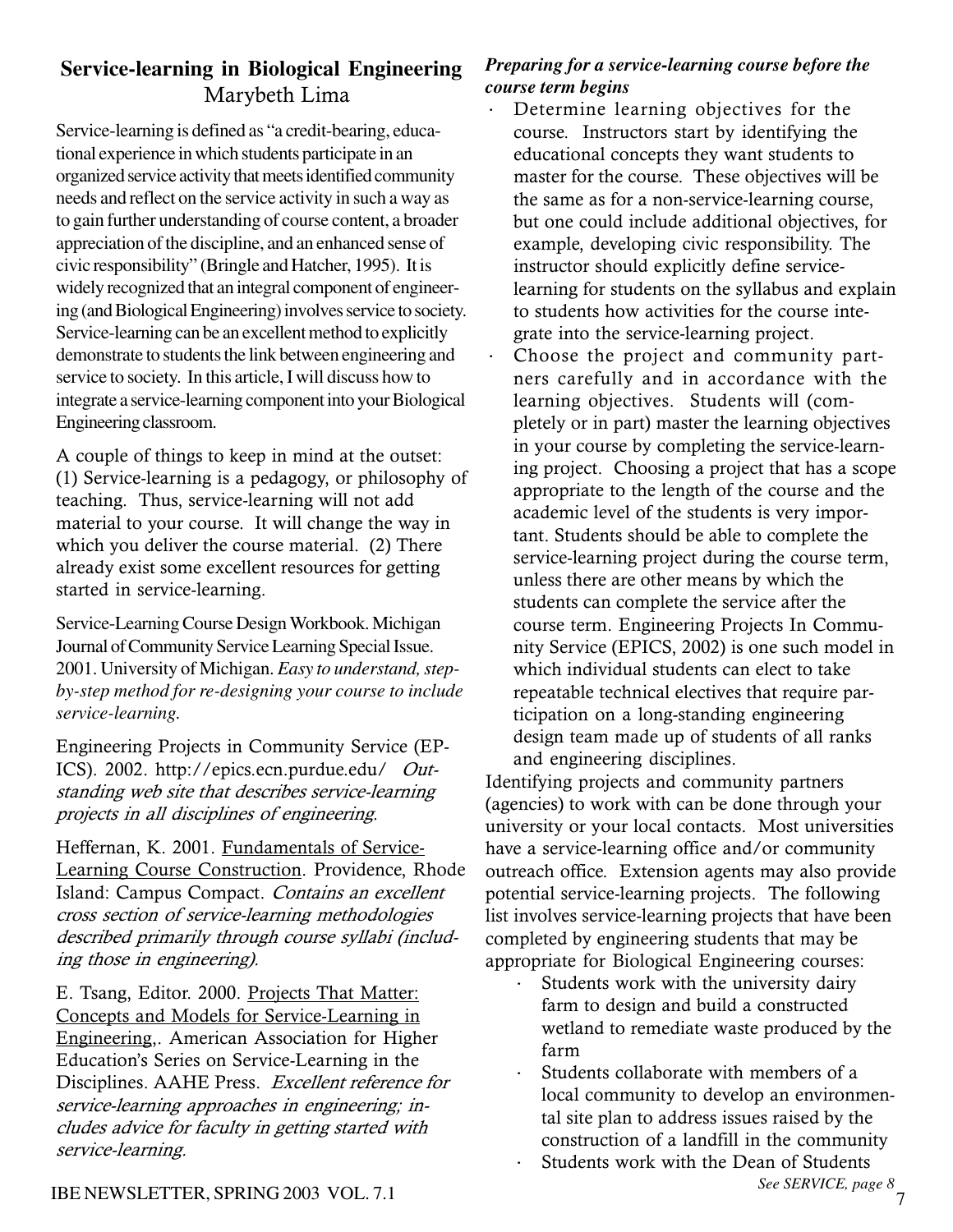## Service-learning in Biological Engineering

Marybeth Lima

Service-learning is defined as "a credit-bearing, educational experience in which students participate in an organized service activity that meets identified community needs and reflect on the service activity in such a way as to gain further understanding of course content, a broader appreciation of the discipline, and an enhanced sense of civic responsibility" (Bringle and Hatcher, 1995). It is widely recognized that an integral component of engineering (and Biological Engineering) involves service to society. Service-learning can be an excellent method to explicitly demonstrate to students the link between engineering and service to society. In this article, I will discuss how to integrate a service-learning component into your Biological Engineering classroom.

A couple of things to keep in mind at the outset: (1) Service-learning is a pedagogy, or philosophy of teaching. Thus, service-learning will not add material to your course. It will change the way in which you deliver the course material. (2) There already exist some excellent resources for getting started in service-learning.

Service-Learning Course Design Workbook. Michigan Journal of Community Service Learning Special Issue. 2001. University of Michigan. *Easy to understand, step-by-step method for re-designing your course to include service-learning.*

Engineering Projects in Community Service (EPICS). 2002. http://epics.ecn.purdue.edu/ *Outstanding web site that describes service-learning projects in all disciplines of engineering.*

Heffernan, K. 2001. Fundamentals of Service-Learning Course Construction. Providence, Rhode Island: Campus Compact. *Contains an excellent cross section of service-learning methodologies described primarily through course syllabi (including those in engineering).*

E. Tsang, Editor. 2000. Projects That Matter: Concepts and Models for Service-Learning in Engineering,. American Association for Higher Education's Series on Service-Learning in the Disciplines. AAHE Press. *Excellent reference for service-learning approaches in engineering; includes advice for faculty in getting started with service-learning.*

***Preparing for a service-learning course before the course term begins***

- Determine learning objectives for the course. Instructors start by identifying the educational concepts they want students to master for the course. These objectives will be the same as for a non-service-learning course, but one could include additional objectives, for example, developing civic responsibility. The instructor should explicitly define service-learning for students on the syllabus and explain to students how activities for the course integrate into the service-learning project.
- Choose the project and community partners carefully and in accordance with the learning objectives. Students will (completely or in part) master the learning objectives in your course by completing the service-learning project. Choosing a project that has a scope appropriate to the length of the course and the academic level of the students is very important. Students should be able to complete the service-learning project during the course term, unless there are other means by which the students can complete the service after the course term. Engineering Projects In Community Service (EPICS, 2002) is one such model in which individual students can elect to take repeatable technical electives that require participation on a long-standing engineering design team made up of students of all ranks and engineering disciplines.

Identifying projects and community partners (agencies) to work with can be done through your university or your local contacts. Most universities have a service-learning office and/or community outreach office. Extension agents may also provide potential service-learning projects. The following list involves service-learning projects that have been completed by engineering students that may be appropriate for Biological Engineering courses:

- Students work with the university dairy farm to design and build a constructed wetland to remediate waste produced by the farm
- Students collaborate with members of a local community to develop an environmental site plan to address issues raised by the construction of a landfill in the community
- Students work with the Dean of Students

*See SERVICE, page 8*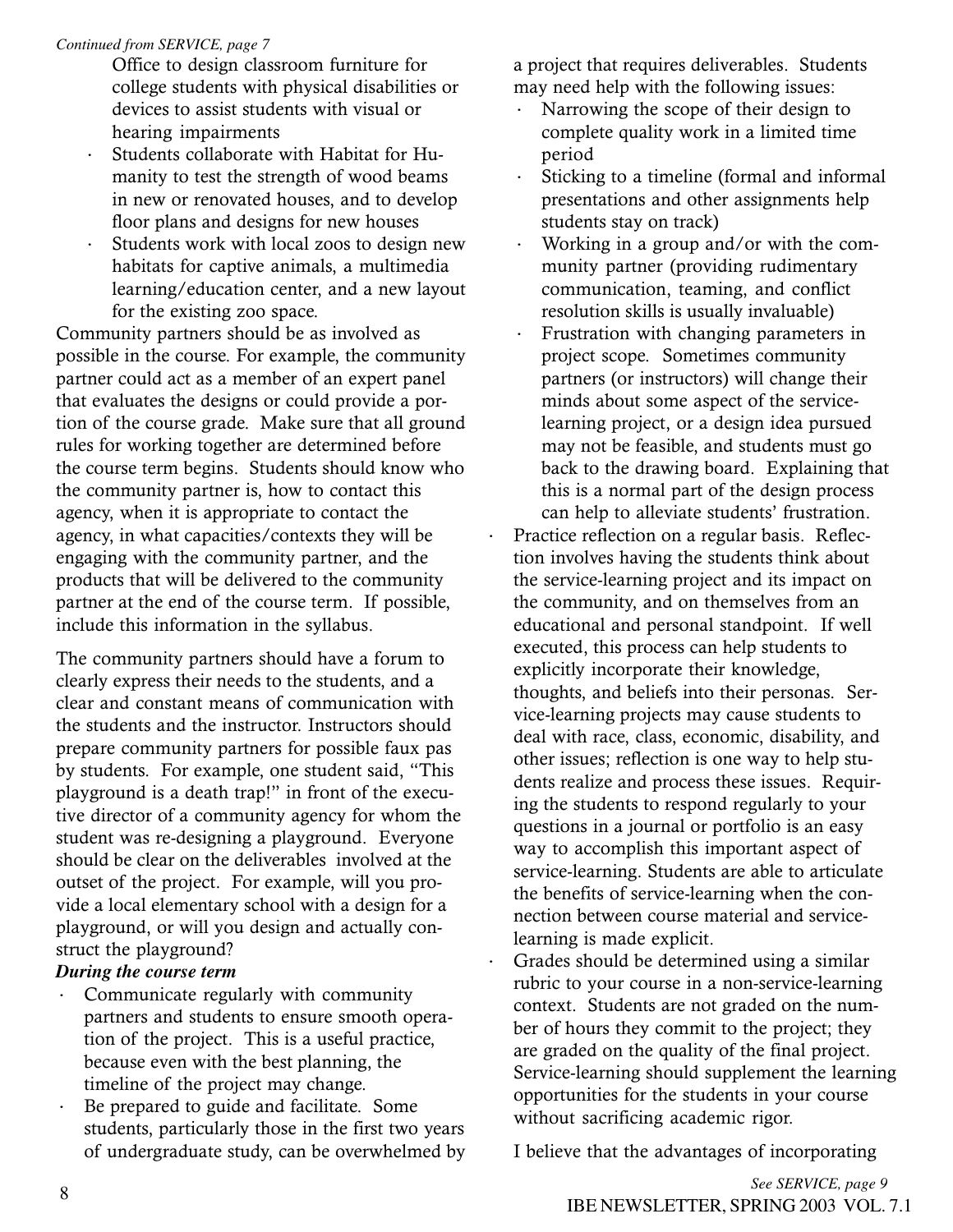*Continued from SERVICE, page 7*

Office to design classroom furniture for college students with physical disabilities or devices to assist students with visual or hearing impairments

- Students collaborate with Habitat for Humanity to test the strength of wood beams in new or renovated houses, and to develop floor plans and designs for new houses
- Students work with local zoos to design new habitats for captive animals, a multimedia learning/education center, and a new layout for the existing zoo space.

Community partners should be as involved as possible in the course. For example, the community partner could act as a member of an expert panel that evaluates the designs or could provide a portion of the course grade. Make sure that all ground rules for working together are determined before the course term begins. Students should know who the community partner is, how to contact this agency, when it is appropriate to contact the agency, in what capacities/contexts they will be engaging with the community partner, and the products that will be delivered to the community partner at the end of the course term. If possible, include this information in the syllabus.

The community partners should have a forum to clearly express their needs to the students, and a clear and constant means of communication with the students and the instructor. Instructors should prepare community partners for possible faux pas by students. For example, one student said, "This playground is a death trap!" in front of the executive director of a community agency for whom the student was re-designing a playground. Everyone should be clear on the deliverables involved at the outset of the project. For example, will you provide a local elementary school with a design for a playground, or will you design and actually construct the playground?

***During the course term***

- Communicate regularly with community partners and students to ensure smooth operation of the project. This is a useful practice, because even with the best planning, the timeline of the project may change.
- Be prepared to guide and facilitate. Some students, particularly those in the first two years of undergraduate study, can be overwhelmed by a project that requires deliverables. Students may need help with the following issues:
  - Narrowing the scope of their design to complete quality work in a limited time period
  - Sticking to a timeline (formal and informal presentations and other assignments help students stay on track)
  - Working in a group and/or with the community partner (providing rudimentary communication, teaming, and conflict resolution skills is usually invaluable)
  - Frustration with changing parameters in project scope. Sometimes community partners (or instructors) will change their minds about some aspect of the service-learning project, or a design idea pursued may not be feasible, and students must go back to the drawing board. Explaining that this is a normal part of the design process can help to alleviate students' frustration.
- Practice reflection on a regular basis. Reflection involves having the students think about the service-learning project and its impact on the community, and on themselves from an educational and personal standpoint. If well executed, this process can help students to explicitly incorporate their knowledge, thoughts, and beliefs into their personas. Service-learning projects may cause students to deal with race, class, economic, disability, and other issues; reflection is one way to help students realize and process these issues. Requiring the students to respond regularly to your questions in a journal or portfolio is an easy way to accomplish this important aspect of service-learning. Students are able to articulate the benefits of service-learning when the connection between course material and service-learning is made explicit.
- Grades should be determined using a similar rubric to your course in a non-service-learning context. Students are not graded on the number of hours they commit to the project; they are graded on the quality of the final project. Service-learning should supplement the learning opportunities for the students in your course without sacrificing academic rigor.

I believe that the advantages of incorporating

*See SERVICE, page 9*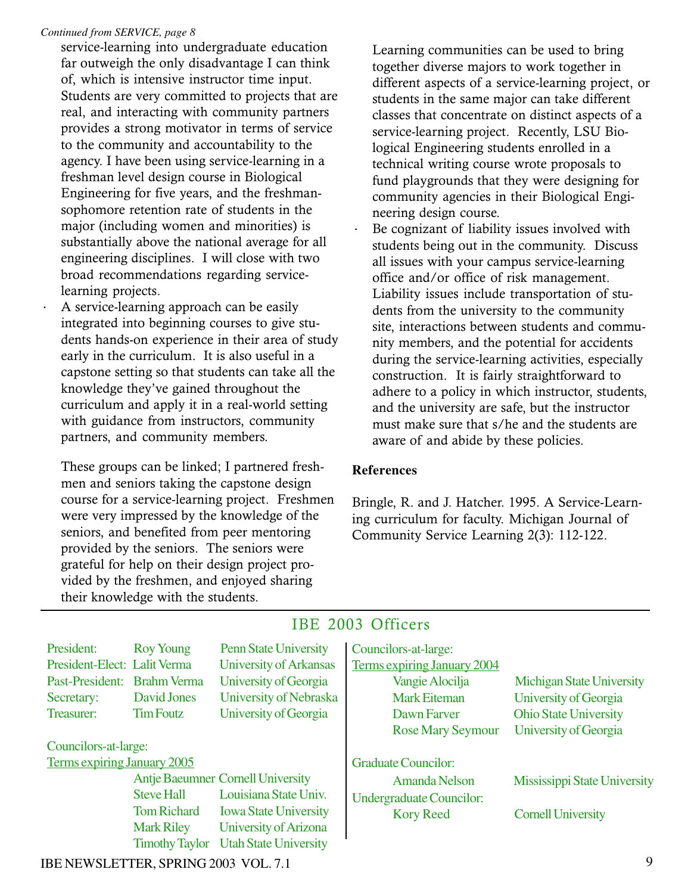*Continued from SERVICE, page 8*

service-learning into undergraduate education far outweigh the only disadvantage I can think of, which is intensive instructor time input. Students are very committed to projects that are real, and interacting with community partners provides a strong motivator in terms of service to the community and accountability to the agency. I have been using service-learning in a freshman level design course in Biological Engineering for five years, and the freshman-sophomore retention rate of students in the major (including women and minorities) is substantially above the national average for all engineering disciplines. I will close with two broad recommendations regarding service-learning projects.

- A service-learning approach can be easily integrated into beginning courses to give students hands-on experience in their area of study early in the curriculum. It is also useful in a capstone setting so that students can take all the knowledge they've gained throughout the curriculum and apply it in a real-world setting with guidance from instructors, community partners, and community members.

  These groups can be linked; I partnered freshmen and seniors taking the capstone design course for a service-learning project. Freshmen were very impressed by the knowledge of the seniors, and benefited from peer mentoring provided by the seniors. The seniors were grateful for help on their design project provided by the freshmen, and enjoyed sharing their knowledge with the students.

  Learning communities can be used to bring together diverse majors to work together in different aspects of a service-learning project, or students in the same major can take different classes that concentrate on distinct aspects of a service-learning project. Recently, LSU Biological Engineering students enrolled in a technical writing course wrote proposals to fund playgrounds that they were designing for community agencies in their Biological Engineering design course.

- Be cognizant of liability issues involved with students being out in the community. Discuss all issues with your campus service-learning office and/or office of risk management. Liability issues include transportation of students from the university to the community site, interactions between students and community members, and the potential for accidents during the service-learning activities, especially construction. It is fairly straightforward to adhere to a policy in which instructor, students, and the university are safe, but the instructor must make sure that s/he and the students are aware of and abide by these policies.

**References**

Bringle, R. and J. Hatcher. 1995. A Service-Learning curriculum for faculty. Michigan Journal of Community Service Learning 2(3): 112-122.

## IBE 2003 Officers

| | | |
|---|---|---|
| President: | Roy Young | Penn State University |
| President-Elect: | Lalit Verma | University of Arkansas |
| Past-President: | Brahm Verma | University of Georgia |
| Secretary: | David Jones | University of Nebraska |
| Treasurer: | Tim Foutz | University of Georgia |

Councilors-at-large:
Terms expiring January 2005

| | |
|---|---|
| Antje Baeumner | Cornell University |
| Steve Hall | Louisiana State Univ. |
| Tom Richard | Iowa State University |
| Mark Riley | University of Arizona |
| Timothy Taylor | Utah State University |

Councilors-at-large:
Terms expiring January 2004

| | |
|---|---|
| Vangie Alocilja | Michigan State University |
| Mark Eiteman | University of Georgia |
| Dawn Farver | Ohio State University |
| Rose Mary Seymour | University of Georgia |

Graduate Councilor:

| | |
|---|---|
| Amanda Nelson | Mississippi State University |

Undergraduate Councilor:

| | |
|---|---|
| Kory Reed | Cornell University |